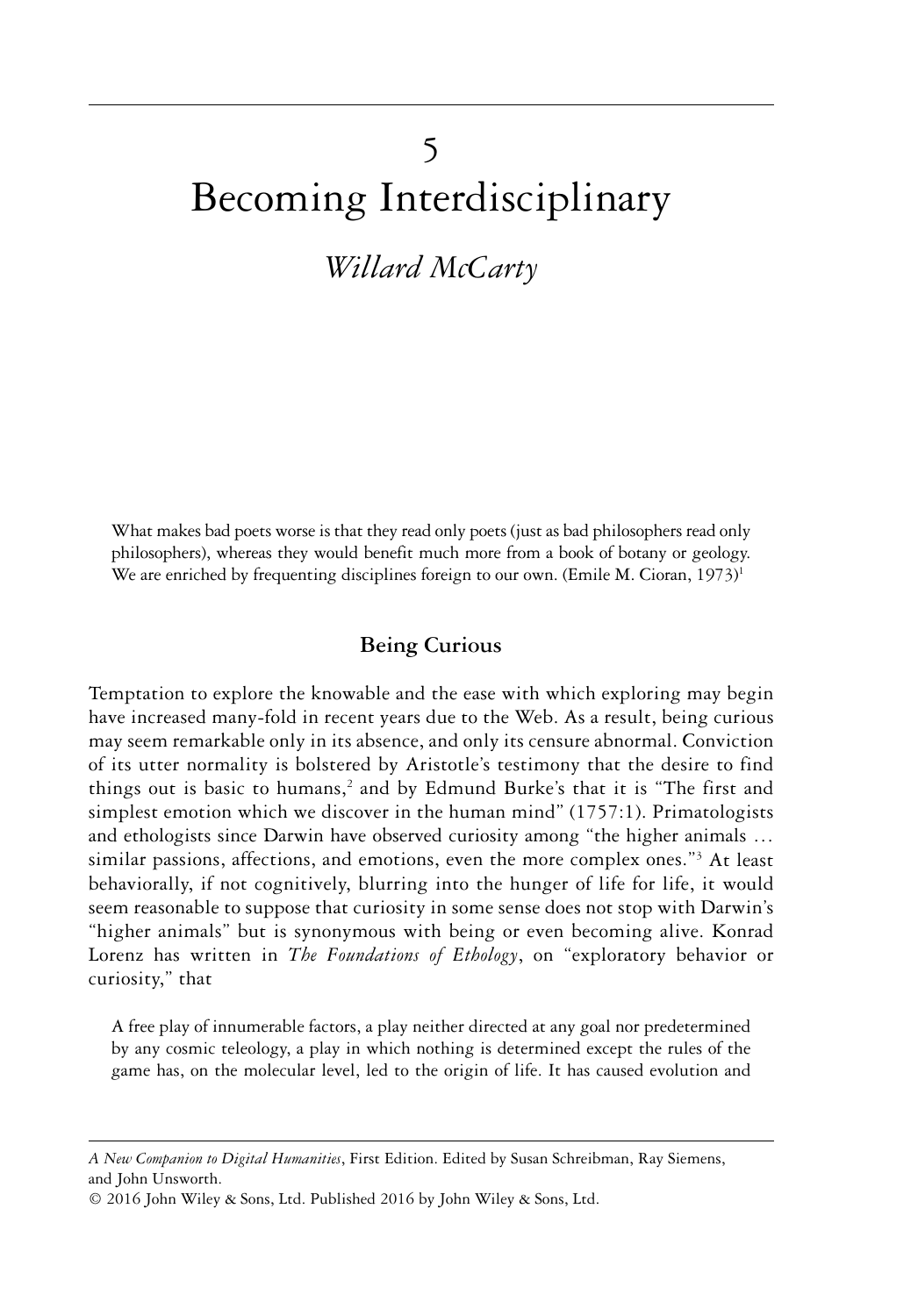# 5

# Becoming Interdisciplinary

*Willard McCarty*

> What makes bad poets worse is that they read only poets (just as bad philosophers read only philosophers), whereas they would benefit much more from a book of botany or geology. We are enriched by frequenting disciplines foreign to our own. (Emile M. Cioran, 1973)[1]

## Being Curious

Temptation to explore the knowable and the ease with which exploring may begin have increased many-fold in recent years due to the Web. As a result, being curious may seem remarkable only in its absence, and only its censure abnormal. Conviction of its utter normality is bolstered by Aristotle's testimony that the desire to find things out is basic to humans,[2] and by Edmund Burke's that it is "The first and simplest emotion which we discover in the human mind" (1757:1). Primatologists and ethologists since Darwin have observed curiosity among "the higher animals … similar passions, affections, and emotions, even the more complex ones."[3] At least behaviorally, if not cognitively, blurring into the hunger of life for life, it would seem reasonable to suppose that curiosity in some sense does not stop with Darwin's "higher animals" but is synonymous with being or even becoming alive. Konrad Lorenz has written in *The Foundations of Ethology*, on "exploratory behavior or curiosity," that

> A free play of innumerable factors, a play neither directed at any goal nor predetermined by any cosmic teleology, a play in which nothing is determined except the rules of the game has, on the molecular level, led to the origin of life. It has caused evolution and

*A New Companion to Digital Humanities*, First Edition. Edited by Susan Schreibman, Ray Siemens, and John Unsworth.
© 2016 John Wiley & Sons, Ltd. Published 2016 by John Wiley & Sons, Ltd.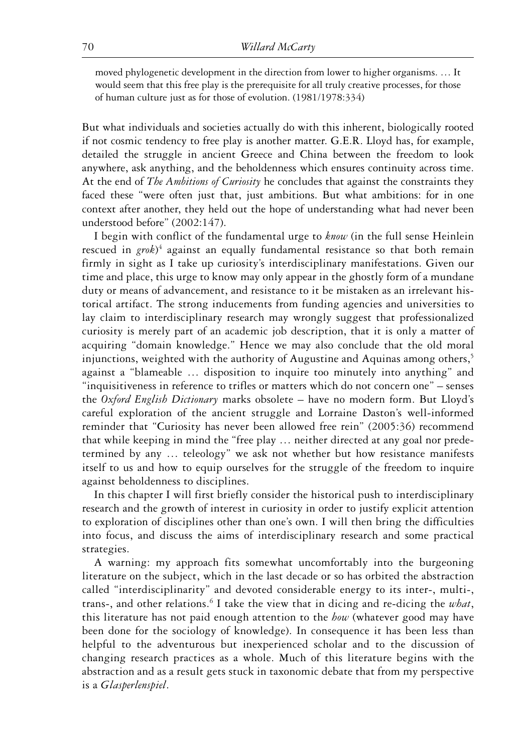> moved phylogenetic development in the direction from lower to higher organisms. … It would seem that this free play is the prerequisite for all truly creative processes, for those of human culture just as for those of evolution. (1981/1978:334)

But what individuals and societies actually do with this inherent, biologically rooted if not cosmic tendency to free play is another matter. G.E.R. Lloyd has, for example, detailed the struggle in ancient Greece and China between the freedom to look anywhere, ask anything, and the beholdenness which ensures continuity across time. At the end of *The Ambitions of Curiosity* he concludes that against the constraints they faced these "were often just that, just ambitions. But what ambitions: for in one context after another, they held out the hope of understanding what had never been understood before" (2002:147).

I begin with conflict of the fundamental urge to *know* (in the full sense Heinlein rescued in *grok*)[4] against an equally fundamental resistance so that both remain firmly in sight as I take up curiosity's interdisciplinary manifestations. Given our time and place, this urge to know may only appear in the ghostly form of a mundane duty or means of advancement, and resistance to it be mistaken as an irrelevant historical artifact. The strong inducements from funding agencies and universities to lay claim to interdisciplinary research may wrongly suggest that professionalized curiosity is merely part of an academic job description, that it is only a matter of acquiring "domain knowledge." Hence we may also conclude that the old moral injunctions, weighted with the authority of Augustine and Aquinas among others,[5] against a "blameable … disposition to inquire too minutely into anything" and "inquisitiveness in reference to trifles or matters which do not concern one" – senses the *Oxford English Dictionary* marks obsolete – have no modern form. But Lloyd's careful exploration of the ancient struggle and Lorraine Daston's well-informed reminder that "Curiosity has never been allowed free rein" (2005:36) recommend that while keeping in mind the "free play … neither directed at any goal nor predetermined by any … teleology" we ask not whether but how resistance manifests itself to us and how to equip ourselves for the struggle of the freedom to inquire against beholdenness to disciplines.

In this chapter I will first briefly consider the historical push to interdisciplinary research and the growth of interest in curiosity in order to justify explicit attention to exploration of disciplines other than one's own. I will then bring the difficulties into focus, and discuss the aims of interdisciplinary research and some practical strategies.

A warning: my approach fits somewhat uncomfortably into the burgeoning literature on the subject, which in the last decade or so has orbited the abstraction called "interdisciplinarity" and devoted considerable energy to its inter-, multi-, trans-, and other relations.[6] I take the view that in dicing and re-dicing the *what*, this literature has not paid enough attention to the *how* (whatever good may have been done for the sociology of knowledge). In consequence it has been less than helpful to the adventurous but inexperienced scholar and to the discussion of changing research practices as a whole. Much of this literature begins with the abstraction and as a result gets stuck in taxonomic debate that from my perspective is a *Glasperlenspiel*.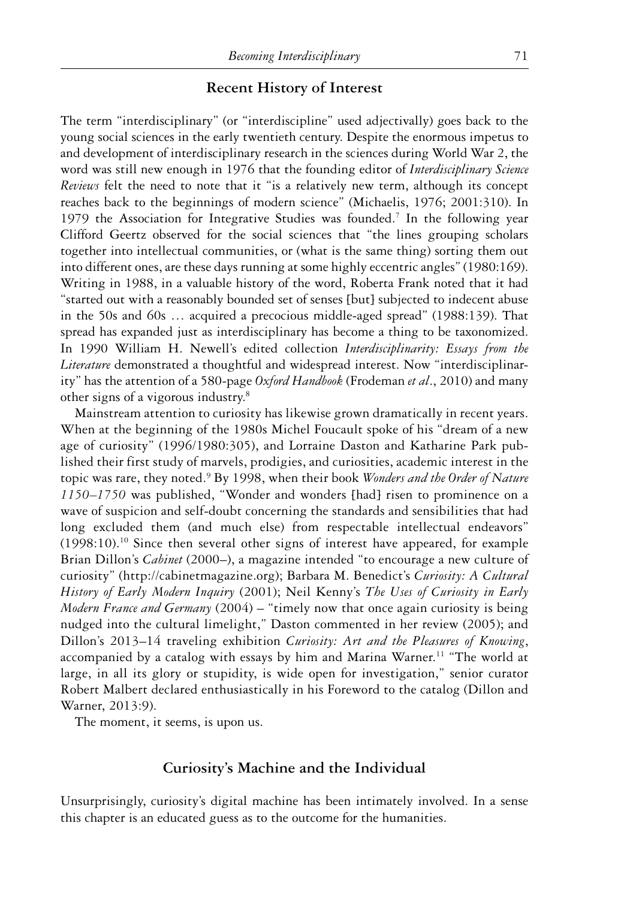## Recent History of Interest

The term "interdisciplinary" (or "interdiscipline" used adjectivally) goes back to the young social sciences in the early twentieth century. Despite the enormous impetus to and development of interdisciplinary research in the sciences during World War 2, the word was still new enough in 1976 that the founding editor of *Interdisciplinary Science Reviews* felt the need to note that it "is a relatively new term, although its concept reaches back to the beginnings of modern science" (Michaelis, 1976; 2001:310). In 1979 the Association for Integrative Studies was founded.[7] In the following year Clifford Geertz observed for the social sciences that "the lines grouping scholars together into intellectual communities, or (what is the same thing) sorting them out into different ones, are these days running at some highly eccentric angles" (1980:169). Writing in 1988, in a valuable history of the word, Roberta Frank noted that it had "started out with a reasonably bounded set of senses [but] subjected to indecent abuse in the 50s and 60s … acquired a precocious middle-aged spread" (1988:139). That spread has expanded just as interdisciplinary has become a thing to be taxonomized. In 1990 William H. Newell's edited collection *Interdisciplinarity: Essays from the Literature* demonstrated a thoughtful and widespread interest. Now "interdisciplinarity" has the attention of a 580-page *Oxford Handbook* (Frodeman *et al*., 2010) and many other signs of a vigorous industry.[8]

Mainstream attention to curiosity has likewise grown dramatically in recent years. When at the beginning of the 1980s Michel Foucault spoke of his "dream of a new age of curiosity" (1996/1980:305), and Lorraine Daston and Katharine Park published their first study of marvels, prodigies, and curiosities, academic interest in the topic was rare, they noted.[9] By 1998, when their book *Wonders and the Order of Nature 1150–1750* was published, "Wonder and wonders [had] risen to prominence on a wave of suspicion and self-doubt concerning the standards and sensibilities that had long excluded them (and much else) from respectable intellectual endeavors" (1998:10).[10] Since then several other signs of interest have appeared, for example Brian Dillon's *Cabinet* (2000–), a magazine intended "to encourage a new culture of curiosity" (http://cabinetmagazine.org); Barbara M. Benedict's *Curiosity: A Cultural History of Early Modern Inquiry* (2001); Neil Kenny's *The Uses of Curiosity in Early Modern France and Germany* (2004) – "timely now that once again curiosity is being nudged into the cultural limelight," Daston commented in her review (2005); and Dillon's 2013–14 traveling exhibition *Curiosity: Art and the Pleasures of Knowing*, accompanied by a catalog with essays by him and Marina Warner.[11] "The world at large, in all its glory or stupidity, is wide open for investigation," senior curator Robert Malbert declared enthusiastically in his Foreword to the catalog (Dillon and Warner, 2013:9).

The moment, it seems, is upon us.

## Curiosity's Machine and the Individual

Unsurprisingly, curiosity's digital machine has been intimately involved. In a sense this chapter is an educated guess as to the outcome for the humanities.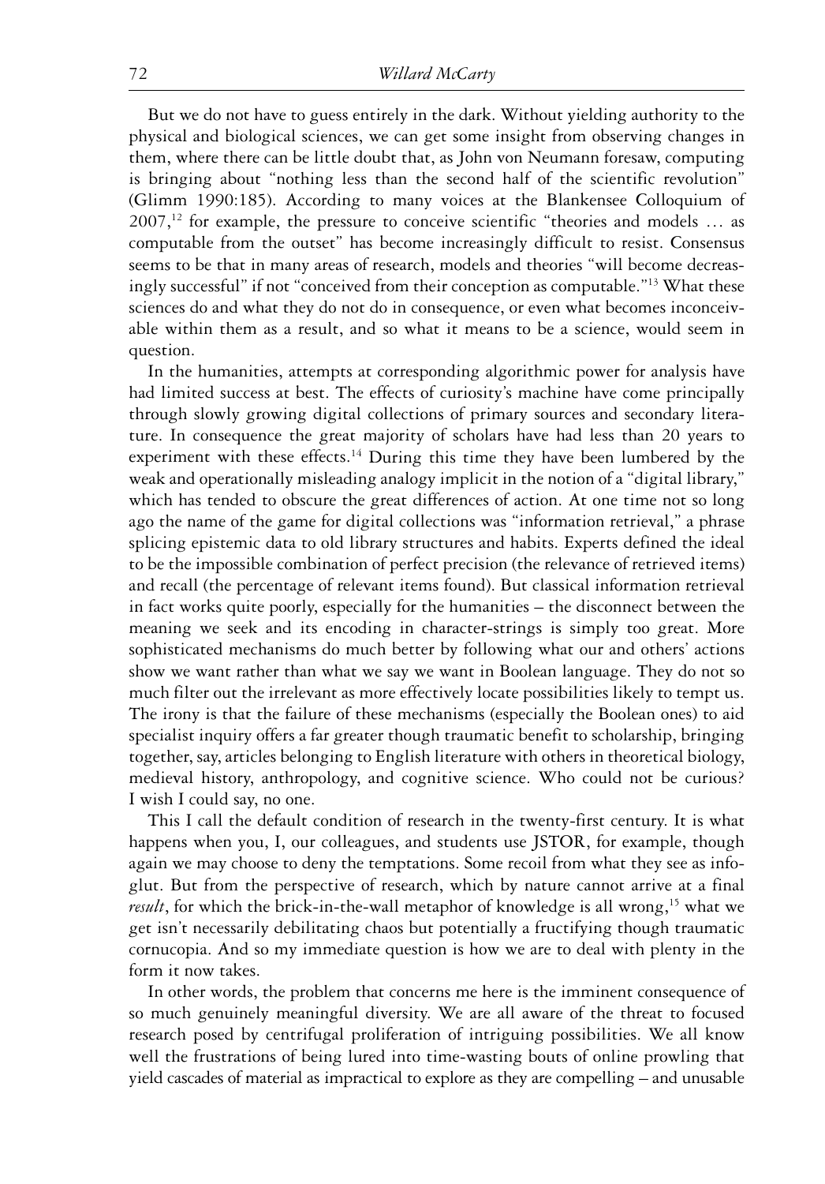But we do not have to guess entirely in the dark. Without yielding authority to the physical and biological sciences, we can get some insight from observing changes in them, where there can be little doubt that, as John von Neumann foresaw, computing is bringing about "nothing less than the second half of the scientific revolution" (Glimm 1990:185). According to many voices at the Blankensee Colloquium of 2007,[12] for example, the pressure to conceive scientific "theories and models … as computable from the outset" has become increasingly difficult to resist. Consensus seems to be that in many areas of research, models and theories "will become decreasingly successful" if not "conceived from their conception as computable."[13] What these sciences do and what they do not do in consequence, or even what becomes inconceivable within them as a result, and so what it means to be a science, would seem in question.

In the humanities, attempts at corresponding algorithmic power for analysis have had limited success at best. The effects of curiosity's machine have come principally through slowly growing digital collections of primary sources and secondary literature. In consequence the great majority of scholars have had less than 20 years to experiment with these effects.[14] During this time they have been lumbered by the weak and operationally misleading analogy implicit in the notion of a "digital library," which has tended to obscure the great differences of action. At one time not so long ago the name of the game for digital collections was "information retrieval," a phrase splicing epistemic data to old library structures and habits. Experts defined the ideal to be the impossible combination of perfect precision (the relevance of retrieved items) and recall (the percentage of relevant items found). But classical information retrieval in fact works quite poorly, especially for the humanities – the disconnect between the meaning we seek and its encoding in character-strings is simply too great. More sophisticated mechanisms do much better by following what our and others' actions show we want rather than what we say we want in Boolean language. They do not so much filter out the irrelevant as more effectively locate possibilities likely to tempt us. The irony is that the failure of these mechanisms (especially the Boolean ones) to aid specialist inquiry offers a far greater though traumatic benefit to scholarship, bringing together, say, articles belonging to English literature with others in theoretical biology, medieval history, anthropology, and cognitive science. Who could not be curious? I wish I could say, no one.

This I call the default condition of research in the twenty-first century. It is what happens when you, I, our colleagues, and students use JSTOR, for example, though again we may choose to deny the temptations. Some recoil from what they see as infoglut. But from the perspective of research, which by nature cannot arrive at a final *result*, for which the brick-in-the-wall metaphor of knowledge is all wrong,[15] what we get isn't necessarily debilitating chaos but potentially a fructifying though traumatic cornucopia. And so my immediate question is how we are to deal with plenty in the form it now takes.

In other words, the problem that concerns me here is the imminent consequence of so much genuinely meaningful diversity. We are all aware of the threat to focused research posed by centrifugal proliferation of intriguing possibilities. We all know well the frustrations of being lured into time-wasting bouts of online prowling that yield cascades of material as impractical to explore as they are compelling – and unusable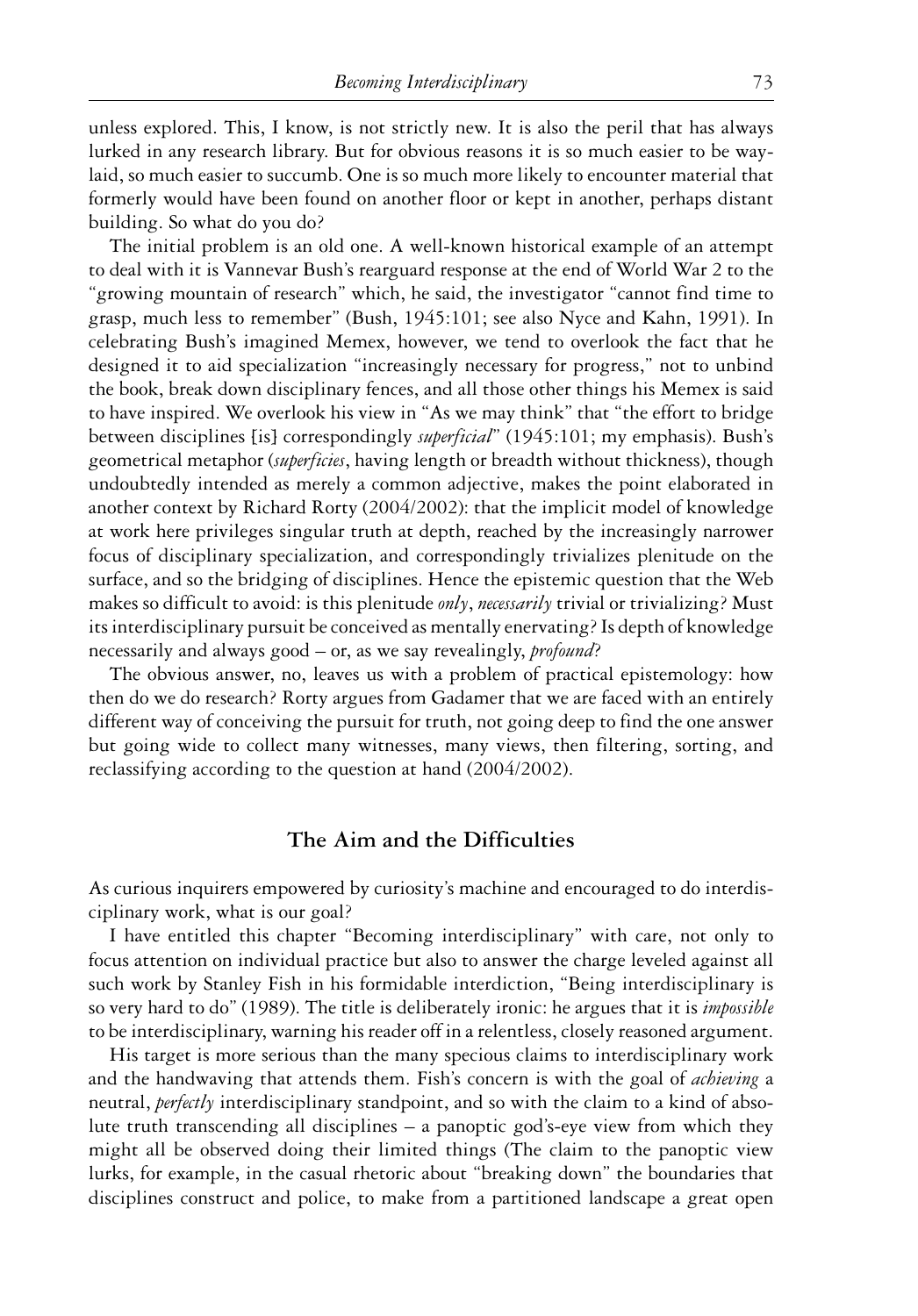unless explored. This, I know, is not strictly new. It is also the peril that has always lurked in any research library. But for obvious reasons it is so much easier to be waylaid, so much easier to succumb. One is so much more likely to encounter material that formerly would have been found on another floor or kept in another, perhaps distant building. So what do you do?

The initial problem is an old one. A well-known historical example of an attempt to deal with it is Vannevar Bush's rearguard response at the end of World War 2 to the "growing mountain of research" which, he said, the investigator "cannot find time to grasp, much less to remember" (Bush, 1945:101; see also Nyce and Kahn, 1991). In celebrating Bush's imagined Memex, however, we tend to overlook the fact that he designed it to aid specialization "increasingly necessary for progress," not to unbind the book, break down disciplinary fences, and all those other things his Memex is said to have inspired. We overlook his view in "As we may think" that "the effort to bridge between disciplines {is} correspondingly *superficial*" (1945:101; my emphasis). Bush's geometrical metaphor (*superficies*, having length or breadth without thickness), though undoubtedly intended as merely a common adjective, makes the point elaborated in another context by Richard Rorty (2004/2002): that the implicit model of knowledge at work here privileges singular truth at depth, reached by the increasingly narrower focus of disciplinary specialization, and correspondingly trivializes plenitude on the surface, and so the bridging of disciplines. Hence the epistemic question that the Web makes so difficult to avoid: is this plenitude *only*, *necessarily* trivial or trivializing? Must its interdisciplinary pursuit be conceived as mentally enervating? Is depth of knowledge necessarily and always good – or, as we say revealingly, *profound*?

The obvious answer, no, leaves us with a problem of practical epistemology: how then do we do research? Rorty argues from Gadamer that we are faced with an entirely different way of conceiving the pursuit for truth, not going deep to find the one answer but going wide to collect many witnesses, many views, then filtering, sorting, and reclassifying according to the question at hand (2004/2002).

## The Aim and the Difficulties

As curious inquirers empowered by curiosity's machine and encouraged to do interdisciplinary work, what is our goal?

I have entitled this chapter "Becoming interdisciplinary" with care, not only to focus attention on individual practice but also to answer the charge leveled against all such work by Stanley Fish in his formidable interdiction, "Being interdisciplinary is so very hard to do" (1989). The title is deliberately ironic: he argues that it is *impossible* to be interdisciplinary, warning his reader off in a relentless, closely reasoned argument.

His target is more serious than the many specious claims to interdisciplinary work and the handwaving that attends them. Fish's concern is with the goal of *achieving* a neutral, *perfectly* interdisciplinary standpoint, and so with the claim to a kind of absolute truth transcending all disciplines – a panoptic god's-eye view from which they might all be observed doing their limited things (The claim to the panoptic view lurks, for example, in the casual rhetoric about "breaking down" the boundaries that disciplines construct and police, to make from a partitioned landscape a great open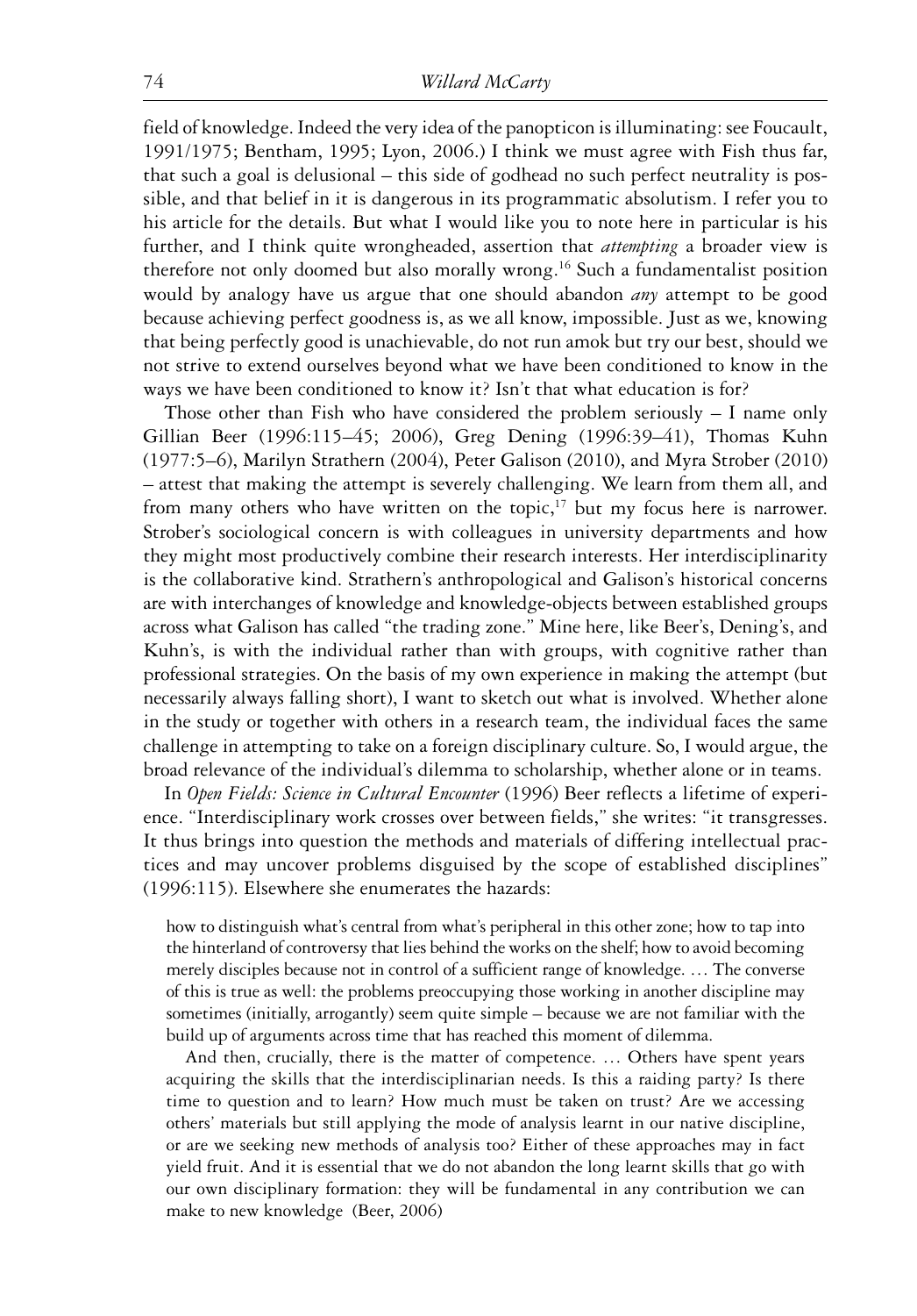field of knowledge. Indeed the very idea of the panopticon is illuminating: see Foucault, 1991/1975; Bentham, 1995; Lyon, 2006.) I think we must agree with Fish thus far, that such a goal is delusional – this side of godhead no such perfect neutrality is possible, and that belief in it is dangerous in its programmatic absolutism. I refer you to his article for the details. But what I would like you to note here in particular is his further, and I think quite wrongheaded, assertion that *attempting* a broader view is therefore not only doomed but also morally wrong.[16] Such a fundamentalist position would by analogy have us argue that one should abandon *any* attempt to be good because achieving perfect goodness is, as we all know, impossible. Just as we, knowing that being perfectly good is unachievable, do not run amok but try our best, should we not strive to extend ourselves beyond what we have been conditioned to know in the ways we have been conditioned to know it? Isn't that what education is for?

Those other than Fish who have considered the problem seriously – I name only Gillian Beer (1996:115–45; 2006), Greg Dening (1996:39–41), Thomas Kuhn (1977:5–6), Marilyn Strathern (2004), Peter Galison (2010), and Myra Strober (2010) – attest that making the attempt is severely challenging. We learn from them all, and from many others who have written on the topic,[17] but my focus here is narrower. Strober's sociological concern is with colleagues in university departments and how they might most productively combine their research interests. Her interdisciplinarity is the collaborative kind. Strathern's anthropological and Galison's historical concerns are with interchanges of knowledge and knowledge-objects between established groups across what Galison has called "the trading zone." Mine here, like Beer's, Dening's, and Kuhn's, is with the individual rather than with groups, with cognitive rather than professional strategies. On the basis of my own experience in making the attempt (but necessarily always falling short), I want to sketch out what is involved. Whether alone in the study or together with others in a research team, the individual faces the same challenge in attempting to take on a foreign disciplinary culture. So, I would argue, the broad relevance of the individual's dilemma to scholarship, whether alone or in teams.

In *Open Fields: Science in Cultural Encounter* (1996) Beer reflects a lifetime of experience. "Interdisciplinary work crosses over between fields," she writes: "it transgresses. It thus brings into question the methods and materials of differing intellectual practices and may uncover problems disguised by the scope of established disciplines" (1996:115). Elsewhere she enumerates the hazards:

> how to distinguish what's central from what's peripheral in this other zone; how to tap into the hinterland of controversy that lies behind the works on the shelf; how to avoid becoming merely disciples because not in control of a sufficient range of knowledge. … The converse of this is true as well: the problems preoccupying those working in another discipline may sometimes (initially, arrogantly) seem quite simple – because we are not familiar with the build up of arguments across time that has reached this moment of dilemma.
>
> And then, crucially, there is the matter of competence. … Others have spent years acquiring the skills that the interdisciplinarian needs. Is this a raiding party? Is there time to question and to learn? How much must be taken on trust? Are we accessing others' materials but still applying the mode of analysis learnt in our native discipline, or are we seeking new methods of analysis too? Either of these approaches may in fact yield fruit. And it is essential that we do not abandon the long learnt skills that go with our own disciplinary formation: they will be fundamental in any contribution we can make to new knowledge (Beer, 2006)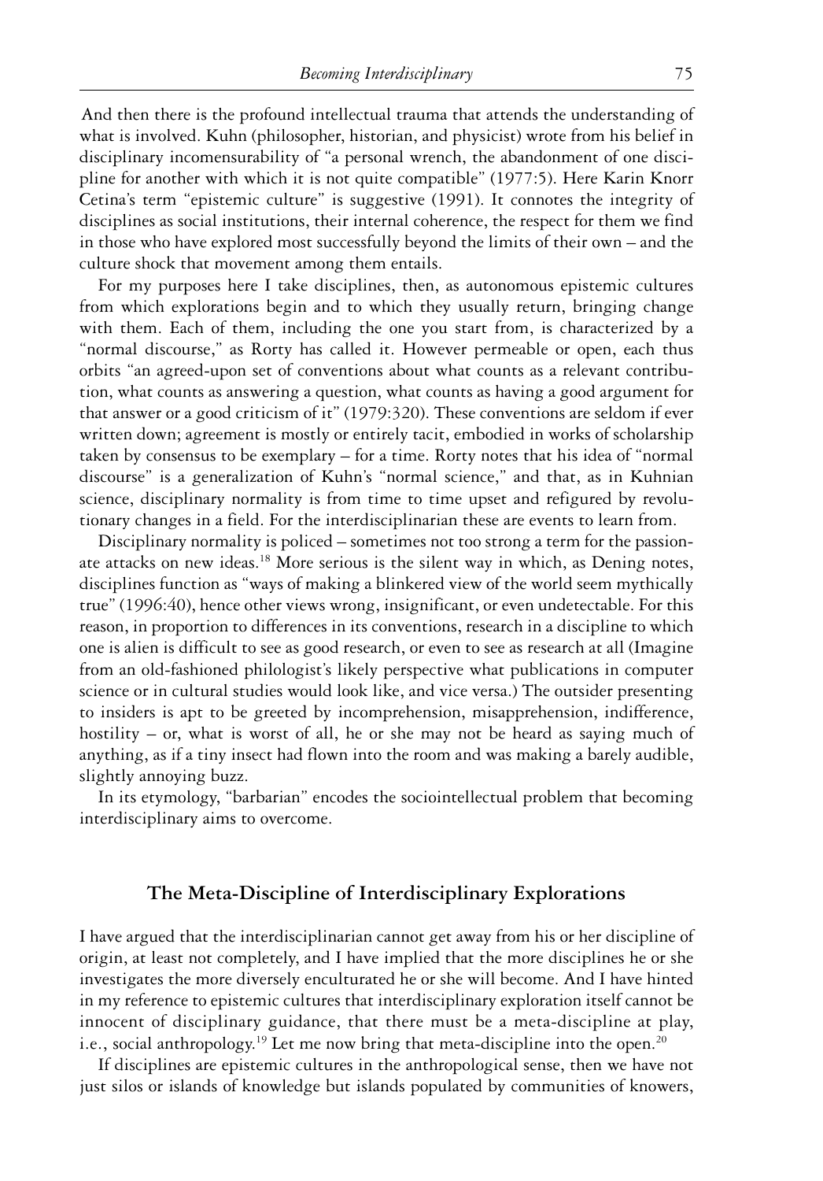And then there is the profound intellectual trauma that attends the understanding of what is involved. Kuhn (philosopher, historian, and physicist) wrote from his belief in disciplinary incommensurability of "a personal wrench, the abandonment of one discipline for another with which it is not quite compatible" (1977:5). Here Karin Knorr Cetina's term "epistemic culture" is suggestive (1991). It connotes the integrity of disciplines as social institutions, their internal coherence, the respect for them we find in those who have explored most successfully beyond the limits of their own – and the culture shock that movement among them entails.

For my purposes here I take disciplines, then, as autonomous epistemic cultures from which explorations begin and to which they usually return, bringing change with them. Each of them, including the one you start from, is characterized by a "normal discourse," as Rorty has called it. However permeable or open, each thus orbits "an agreed-upon set of conventions about what counts as a relevant contribution, what counts as answering a question, what counts as having a good argument for that answer or a good criticism of it" (1979:320). These conventions are seldom if ever written down; agreement is mostly or entirely tacit, embodied in works of scholarship taken by consensus to be exemplary – for a time. Rorty notes that his idea of "normal discourse" is a generalization of Kuhn's "normal science," and that, as in Kuhnian science, disciplinary normality is from time to time upset and refigured by revolutionary changes in a field. For the interdisciplinarian these are events to learn from.

Disciplinary normality is policed – sometimes not too strong a term for the passionate attacks on new ideas.[18] More serious is the silent way in which, as Dening notes, disciplines function as "ways of making a blinkered view of the world seem mythically true" (1996:40), hence other views wrong, insignificant, or even undetectable. For this reason, in proportion to differences in its conventions, research in a discipline to which one is alien is difficult to see as good research, or even to see as research at all (Imagine from an old-fashioned philologist's likely perspective what publications in computer science or in cultural studies would look like, and vice versa.) The outsider presenting to insiders is apt to be greeted by incomprehension, misapprehension, indifference, hostility – or, what is worst of all, he or she may not be heard as saying much of anything, as if a tiny insect had flown into the room and was making a barely audible, slightly annoying buzz.

In its etymology, "barbarian" encodes the sociointellectual problem that becoming interdisciplinary aims to overcome.

## The Meta-Discipline of Interdisciplinary Explorations

I have argued that the interdisciplinarian cannot get away from his or her discipline of origin, at least not completely, and I have implied that the more disciplines he or she investigates the more diversely enculturated he or she will become. And I have hinted in my reference to epistemic cultures that interdisciplinary exploration itself cannot be innocent of disciplinary guidance, that there must be a meta-discipline at play, i.e., social anthropology.[19] Let me now bring that meta-discipline into the open.[20]

If disciplines are epistemic cultures in the anthropological sense, then we have not just silos or islands of knowledge but islands populated by communities of knowers,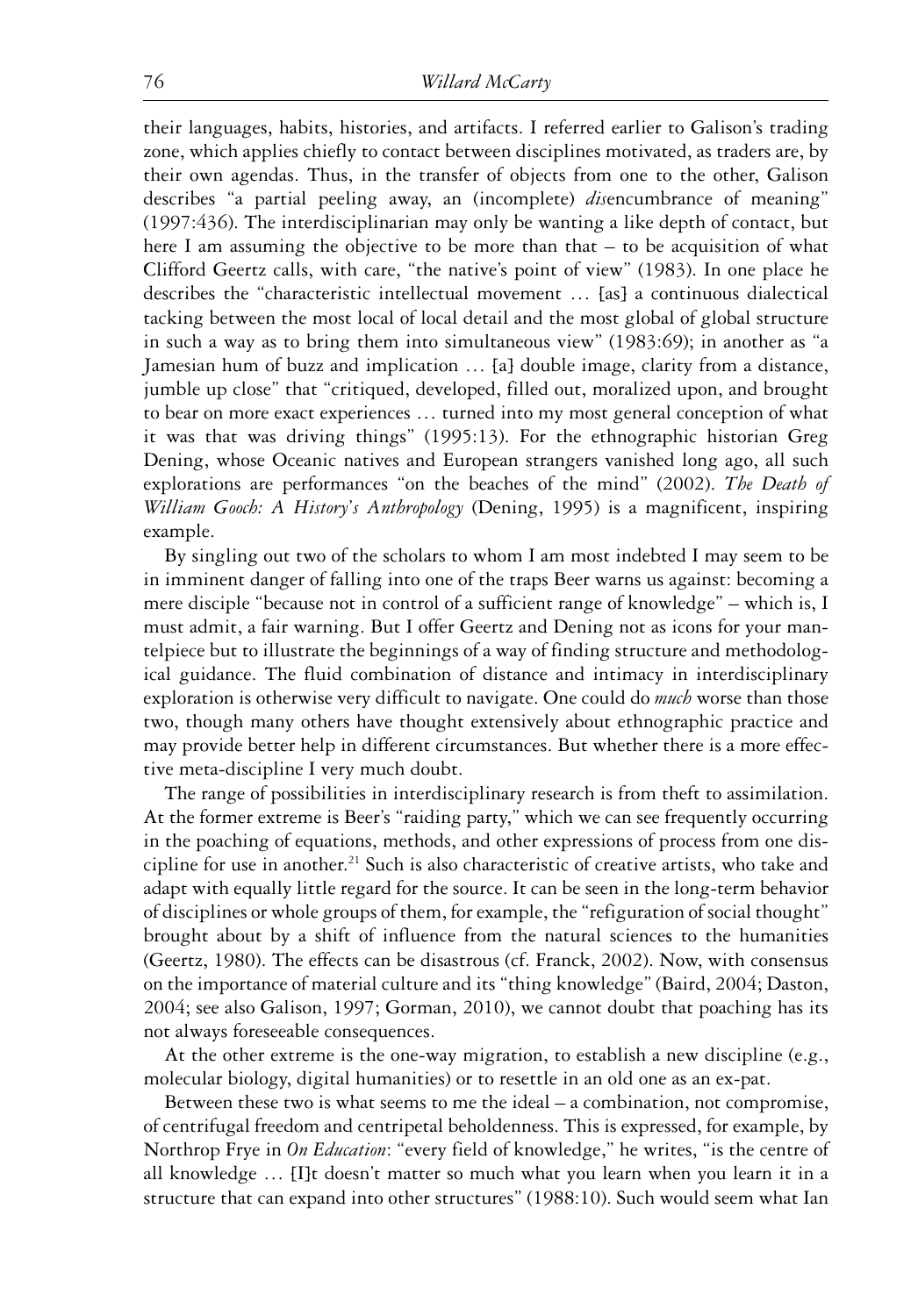their languages, habits, histories, and artifacts. I referred earlier to Galison's trading zone, which applies chiefly to contact between disciplines motivated, as traders are, by their own agendas. Thus, in the transfer of objects from one to the other, Galison describes "a partial peeling away, an (incomplete) *dis*encumbrance of meaning" (1997:436). The interdisciplinarian may only be wanting a like depth of contact, but here I am assuming the objective to be more than that – to be acquisition of what Clifford Geertz calls, with care, "the native's point of view" (1983). In one place he describes the "characteristic intellectual movement … [as] a continuous dialectical tacking between the most local of local detail and the most global of global structure in such a way as to bring them into simultaneous view" (1983:69); in another as "a Jamesian hum of buzz and implication … [a] double image, clarity from a distance, jumble up close" that "critiqued, developed, filled out, moralized upon, and brought to bear on more exact experiences … turned into my most general conception of what it was that was driving things" (1995:13). For the ethnographic historian Greg Dening, whose Oceanic natives and European strangers vanished long ago, all such explorations are performances "on the beaches of the mind" (2002). *The Death of William Gooch: A History's Anthropology* (Dening, 1995) is a magnificent, inspiring example.

By singling out two of the scholars to whom I am most indebted I may seem to be in imminent danger of falling into one of the traps Beer warns us against: becoming a mere disciple "because not in control of a sufficient range of knowledge" – which is, I must admit, a fair warning. But I offer Geertz and Dening not as icons for your mantelpiece but to illustrate the beginnings of a way of finding structure and methodological guidance. The fluid combination of distance and intimacy in interdisciplinary exploration is otherwise very difficult to navigate. One could do *much* worse than those two, though many others have thought extensively about ethnographic practice and may provide better help in different circumstances. But whether there is a more effective meta-discipline I very much doubt.

The range of possibilities in interdisciplinary research is from theft to assimilation. At the former extreme is Beer's "raiding party," which we can see frequently occurring in the poaching of equations, methods, and other expressions of process from one discipline for use in another.[21] Such is also characteristic of creative artists, who take and adapt with equally little regard for the source. It can be seen in the long-term behavior of disciplines or whole groups of them, for example, the "refiguration of social thought" brought about by a shift of influence from the natural sciences to the humanities (Geertz, 1980). The effects can be disastrous (cf. Franck, 2002). Now, with consensus on the importance of material culture and its "thing knowledge" (Baird, 2004; Daston, 2004; see also Galison, 1997; Gorman, 2010), we cannot doubt that poaching has its not always foreseeable consequences.

At the other extreme is the one-way migration, to establish a new discipline (e.g., molecular biology, digital humanities) or to resettle in an old one as an ex-pat.

Between these two is what seems to me the ideal – a combination, not compromise, of centrifugal freedom and centripetal beholdenness. This is expressed, for example, by Northrop Frye in *On Education*: "every field of knowledge," he writes, "is the centre of all knowledge … [I]t doesn't matter so much what you learn when you learn it in a structure that can expand into other structures" (1988:10). Such would seem what Ian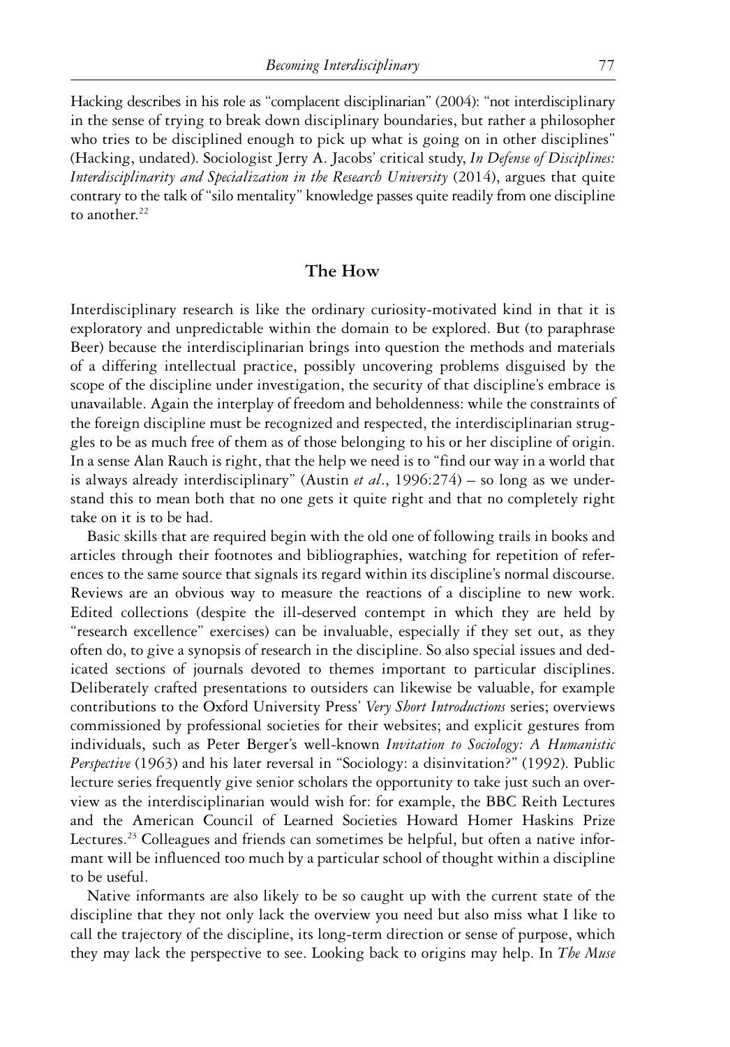Hacking describes in his role as "complacent disciplinarian" (2004): "not interdisciplinary in the sense of trying to break down disciplinary boundaries, but rather a philosopher who tries to be disciplined enough to pick up what is going on in other disciplines" (Hacking, undated). Sociologist Jerry A. Jacobs' critical study, *In Defense of Disciplines: Interdisciplinarity and Specialization in the Research University* (2014), argues that quite contrary to the talk of "silo mentality" knowledge passes quite readily from one discipline to another.[22]

## The How

Interdisciplinary research is like the ordinary curiosity-motivated kind in that it is exploratory and unpredictable within the domain to be explored. But (to paraphrase Beer) because the interdisciplinarian brings into question the methods and materials of a differing intellectual practice, possibly uncovering problems disguised by the scope of the discipline under investigation, the security of that discipline's embrace is unavailable. Again the interplay of freedom and beholdenness: while the constraints of the foreign discipline must be recognized and respected, the interdisciplinarian struggles to be as much free of them as of those belonging to his or her discipline of origin. In a sense Alan Rauch is right, that the help we need is to "find our way in a world that is always already interdisciplinary" (Austin *et al*., 1996:274) – so long as we understand this to mean both that no one gets it quite right and that no completely right take on it is to be had.

Basic skills that are required begin with the old one of following trails in books and articles through their footnotes and bibliographies, watching for repetition of references to the same source that signals its regard within its discipline's normal discourse. Reviews are an obvious way to measure the reactions of a discipline to new work. Edited collections (despite the ill-deserved contempt in which they are held by "research excellence" exercises) can be invaluable, especially if they set out, as they often do, to give a synopsis of research in the discipline. So also special issues and dedicated sections of journals devoted to themes important to particular disciplines. Deliberately crafted presentations to outsiders can likewise be valuable, for example contributions to the Oxford University Press' *Very Short Introductions* series; overviews commissioned by professional societies for their websites; and explicit gestures from individuals, such as Peter Berger's well-known *Invitation to Sociology: A Humanistic Perspective* (1963) and his later reversal in "Sociology: a disinvitation?" (1992). Public lecture series frequently give senior scholars the opportunity to take just such an overview as the interdisciplinarian would wish for: for example, the BBC Reith Lectures and the American Council of Learned Societies Howard Homer Haskins Prize Lectures.[23] Colleagues and friends can sometimes be helpful, but often a native informant will be influenced too much by a particular school of thought within a discipline to be useful.

Native informants are also likely to be so caught up with the current state of the discipline that they not only lack the overview you need but also miss what I like to call the trajectory of the discipline, its long-term direction or sense of purpose, which they may lack the perspective to see. Looking back to origins may help. In *The Muse*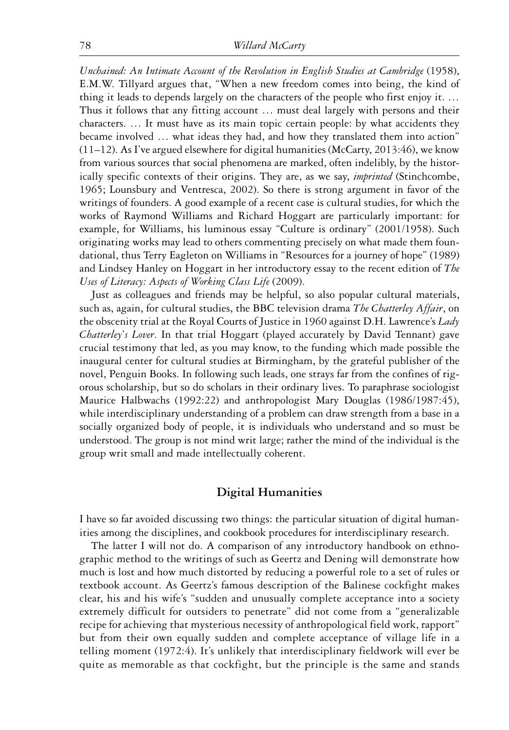*Unchained: An Intimate Account of the Revolution in English Studies at Cambridge* (1958), E.M.W. Tillyard argues that, "When a new freedom comes into being, the kind of thing it leads to depends largely on the characters of the people who first enjoy it. … Thus it follows that any fitting account … must deal largely with persons and their characters. … It must have as its main topic certain people: by what accidents they became involved … what ideas they had, and how they translated them into action" (11–12). As I've argued elsewhere for digital humanities (McCarty, 2013:46), we know from various sources that social phenomena are marked, often indelibly, by the historically specific contexts of their origins. They are, as we say, *imprinted* (Stinchcombe, 1965; Lounsbury and Ventresca, 2002). So there is strong argument in favor of the writings of founders. A good example of a recent case is cultural studies, for which the works of Raymond Williams and Richard Hoggart are particularly important: for example, for Williams, his luminous essay "Culture is ordinary" (2001/1958). Such originating works may lead to others commenting precisely on what made them foundational, thus Terry Eagleton on Williams in "Resources for a journey of hope" (1989) and Lindsey Hanley on Hoggart in her introductory essay to the recent edition of *The Uses of Literacy: Aspects of Working Class Life* (2009).

Just as colleagues and friends may be helpful, so also popular cultural materials, such as, again, for cultural studies, the BBC television drama *The Chatterley Affair*, on the obscenity trial at the Royal Courts of Justice in 1960 against D.H. Lawrence's *Lady Chatterley's Lover*. In that trial Hoggart (played accurately by David Tennant) gave crucial testimony that led, as you may know, to the funding which made possible the inaugural center for cultural studies at Birmingham, by the grateful publisher of the novel, Penguin Books. In following such leads, one strays far from the confines of rigorous scholarship, but so do scholars in their ordinary lives. To paraphrase sociologist Maurice Halbwachs (1992:22) and anthropologist Mary Douglas (1986/1987:45), while interdisciplinary understanding of a problem can draw strength from a base in a socially organized body of people, it is individuals who understand and so must be understood. The group is not mind writ large; rather the mind of the individual is the group writ small and made intellectually coherent.

## Digital Humanities

I have so far avoided discussing two things: the particular situation of digital humanities among the disciplines, and cookbook procedures for interdisciplinary research.

The latter I will not do. A comparison of any introductory handbook on ethnographic method to the writings of such as Geertz and Dening will demonstrate how much is lost and how much distorted by reducing a powerful role to a set of rules or textbook account. As Geertz's famous description of the Balinese cockfight makes clear, his and his wife's "sudden and unusually complete acceptance into a society extremely difficult for outsiders to penetrate" did not come from a "generalizable recipe for achieving that mysterious necessity of anthropological field work, rapport" but from their own equally sudden and complete acceptance of village life in a telling moment (1972:4). It's unlikely that interdisciplinary fieldwork will ever be quite as memorable as that cockfight, but the principle is the same and stands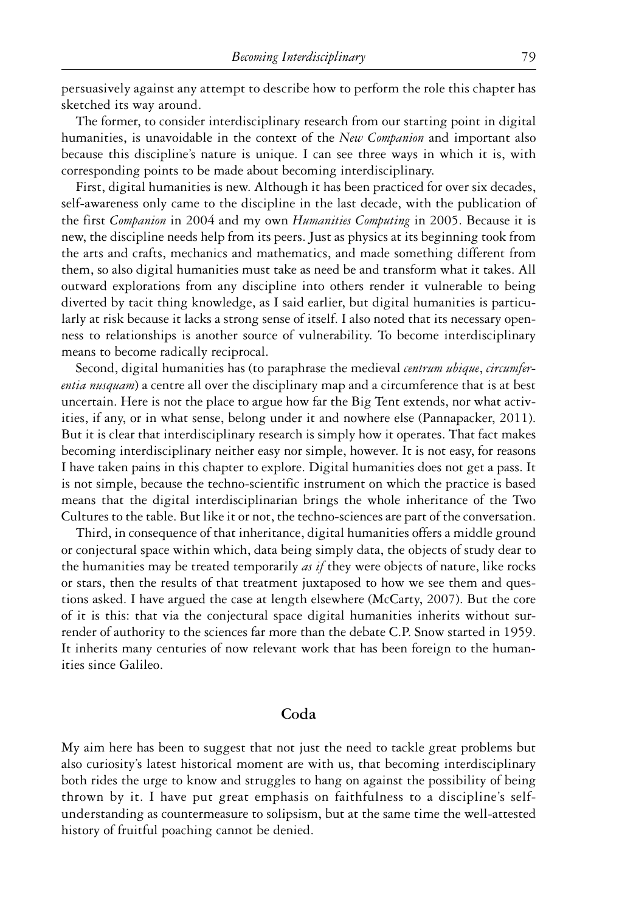persuasively against any attempt to describe how to perform the role this chapter has sketched its way around.

The former, to consider interdisciplinary research from our starting point in digital humanities, is unavoidable in the context of the *New Companion* and important also because this discipline's nature is unique. I can see three ways in which it is, with corresponding points to be made about becoming interdisciplinary.

First, digital humanities is new. Although it has been practiced for over six decades, self-awareness only came to the discipline in the last decade, with the publication of the first *Companion* in 2004 and my own *Humanities Computing* in 2005. Because it is new, the discipline needs help from its peers. Just as physics at its beginning took from the arts and crafts, mechanics and mathematics, and made something different from them, so also digital humanities must take as need be and transform what it takes. All outward explorations from any discipline into others render it vulnerable to being diverted by tacit thing knowledge, as I said earlier, but digital humanities is particularly at risk because it lacks a strong sense of itself. I also noted that its necessary openness to relationships is another source of vulnerability. To become interdisciplinary means to become radically reciprocal.

Second, digital humanities has (to paraphrase the medieval *centrum ubique*, *circumferentia nusquam*) a centre all over the disciplinary map and a circumference that is at best uncertain. Here is not the place to argue how far the Big Tent extends, nor what activities, if any, or in what sense, belong under it and nowhere else (Pannapacker, 2011). But it is clear that interdisciplinary research is simply how it operates. That fact makes becoming interdisciplinary neither easy nor simple, however. It is not easy, for reasons I have taken pains in this chapter to explore. Digital humanities does not get a pass. It is not simple, because the techno-scientific instrument on which the practice is based means that the digital interdisciplinarian brings the whole inheritance of the Two Cultures to the table. But like it or not, the techno-sciences are part of the conversation.

Third, in consequence of that inheritance, digital humanities offers a middle ground or conjectural space within which, data being simply data, the objects of study dear to the humanities may be treated temporarily *as if* they were objects of nature, like rocks or stars, then the results of that treatment juxtaposed to how we see them and questions asked. I have argued the case at length elsewhere (McCarty, 2007). But the core of it is this: that via the conjectural space digital humanities inherits without surrender of authority to the sciences far more than the debate C.P. Snow started in 1959. It inherits many centuries of now relevant work that has been foreign to the humanities since Galileo.

## Coda

My aim here has been to suggest that not just the need to tackle great problems but also curiosity's latest historical moment are with us, that becoming interdisciplinary both rides the urge to know and struggles to hang on against the possibility of being thrown by it. I have put great emphasis on faithfulness to a discipline's self-understanding as countermeasure to solipsism, but at the same time the well-attested history of fruitful poaching cannot be denied.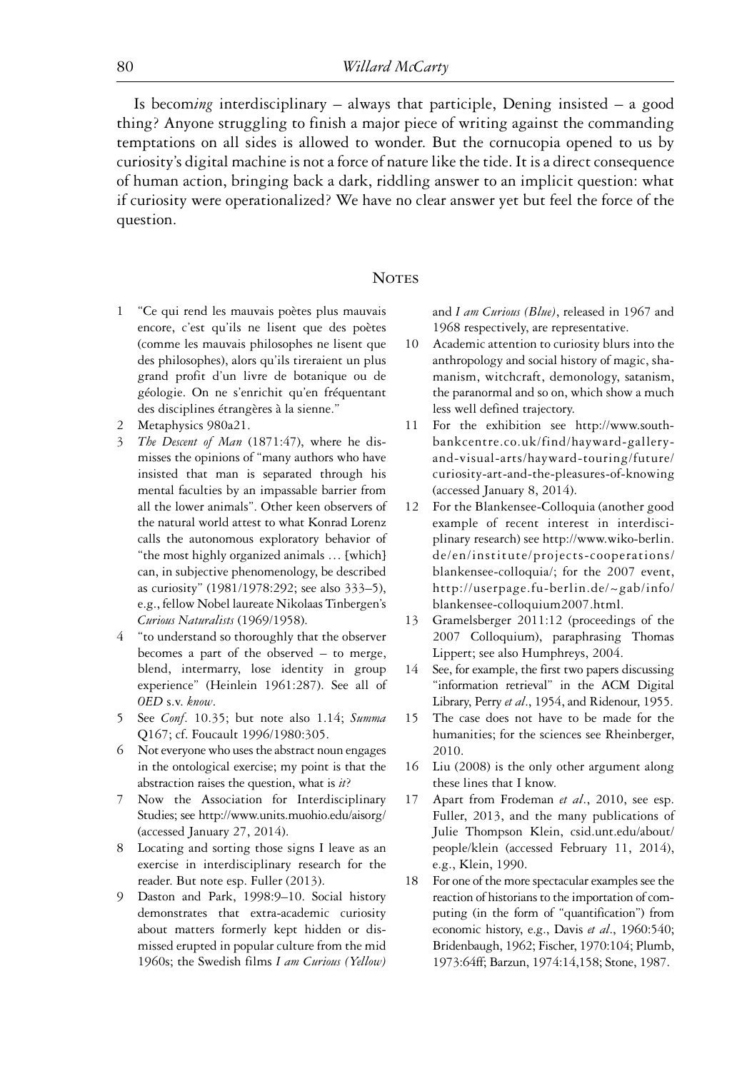Is becom*ing* interdisciplinary – always that participle, Dening insisted – a good thing? Anyone struggling to finish a major piece of writing against the commanding temptations on all sides is allowed to wonder. But the cornucopia opened to us by curiosity's digital machine is not a force of nature like the tide. It is a direct consequence of human action, bringing back a dark, riddling answer to an implicit question: what if curiosity were operationalized? We have no clear answer yet but feel the force of the question.

## Notes

1. "Ce qui rend les mauvais poètes plus mauvais encore, c'est qu'ils ne lisent que des poètes (comme les mauvais philosophes ne lisent que des philosophes), alors qu'ils tireraient un plus grand profit d'un livre de botanique ou de géologie. On ne s'enrichit qu'en fréquentant des disciplines étrangères à la sienne."
2. Metaphysics 980a21.
3. *The Descent of Man* (1871:47), where he dismisses the opinions of "many authors who have insisted that man is separated through his mental faculties by an impassable barrier from all the lower animals". Other keen observers of the natural world attest to what Konrad Lorenz calls the autonomous exploratory behavior of "the most highly organized animals … [which] can, in subjective phenomenology, be described as curiosity" (1981/1978:292; see also 333–5), e.g., fellow Nobel laureate Nikolaas Tinbergen's *Curious Naturalists* (1969/1958).
4. "to understand so thoroughly that the observer becomes a part of the observed – to merge, blend, intermarry, lose identity in group experience" (Heinlein 1961:287). See all of *OED* s.v. *know*.
5. See *Conf*. 10.35; but note also 1.14; *Summa* Q167; cf. Foucault 1996/1980:305.
6. Not everyone who uses the abstract noun engages in the ontological exercise; my point is that the abstraction raises the question, what is *it*?
7. Now the Association for Interdisciplinary Studies; see http://www.units.muohio.edu/aisorg/ (accessed January 27, 2014).
8. Locating and sorting those signs I leave as an exercise in interdisciplinary research for the reader. But note esp. Fuller (2013).
9. Daston and Park, 1998:9–10. Social history demonstrates that extra-academic curiosity about matters formerly kept hidden or dismissed erupted in popular culture from the mid 1960s; the Swedish films *I am Curious (Yellow)* and *I am Curious (Blue)*, released in 1967 and 1968 respectively, are representative.
10. Academic attention to curiosity blurs into the anthropology and social history of magic, shamanism, witchcraft, demonology, satanism, the paranormal and so on, which show a much less well defined trajectory.
11. For the exhibition see http://www.southbankcentre.co.uk/find/hayward-gallery-and-visual-arts/hayward-touring/future/curiosity-art-and-the-pleasures-of-knowing (accessed January 8, 2014).
12. For the Blankensee-Colloquia (another good example of recent interest in interdisciplinary research) see http://www.wiko-berlin.de/en/institute/projects-cooperations/blankensee-colloquia/; for the 2007 event, http://userpage.fu-berlin.de/~gab/info/blankensee-colloquium2007.html.
13. Gramelsberger 2011:12 (proceedings of the 2007 Colloquium), paraphrasing Thomas Lippert; see also Humphreys, 2004.
14. See, for example, the first two papers discussing "information retrieval" in the ACM Digital Library, Perry *et al*., 1954, and Ridenour, 1955.
15. The case does not have to be made for the humanities; for the sciences see Rheinberger, 2010.
16. Liu (2008) is the only other argument along these lines that I know.
17. Apart from Frodeman *et al*., 2010, see esp. Fuller, 2013, and the many publications of Julie Thompson Klein, csid.unt.edu/about/people/klein (accessed February 11, 2014), e.g., Klein, 1990.
18. For one of the more spectacular examples see the reaction of historians to the importation of computing (in the form of "quantification") from economic history, e.g., Davis *et al*., 1960:540; Bridenbaugh, 1962; Fischer, 1970:104; Plumb, 1973:64ff; Barzun, 1974:14,158; Stone, 1987.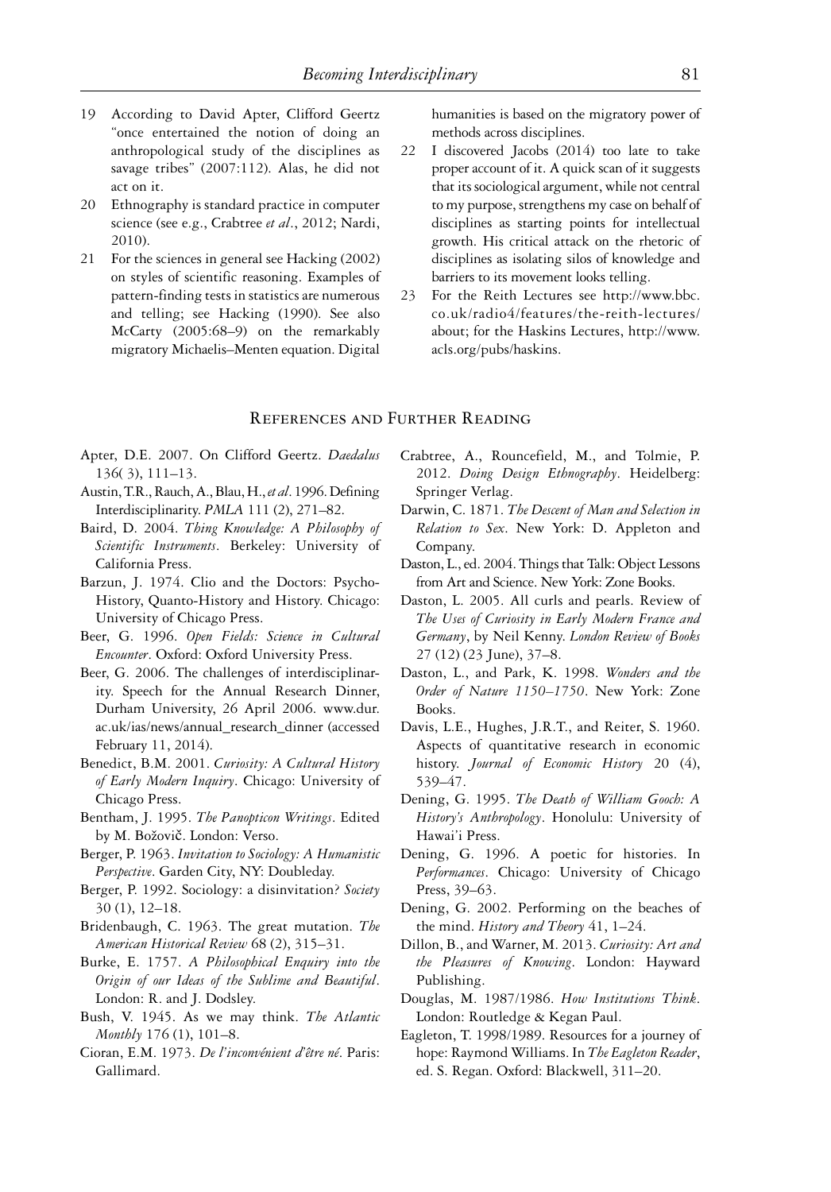19 According to David Apter, Clifford Geertz "once entertained the notion of doing an anthropological study of the disciplines as savage tribes" (2007:112). Alas, he did not act on it.

20 Ethnography is standard practice in computer science (see e.g., Crabtree *et al*., 2012; Nardi, 2010).

21 For the sciences in general see Hacking (2002) on styles of scientific reasoning. Examples of pattern-finding tests in statistics are numerous and telling; see Hacking (1990). See also McCarty (2005:68–9) on the remarkably migratory Michaelis–Menten equation. Digital humanities is based on the migratory power of methods across disciplines.

22 I discovered Jacobs (2014) too late to take proper account of it. A quick scan of it suggests that its sociological argument, while not central to my purpose, strengthens my case on behalf of disciplines as starting points for intellectual growth. His critical attack on the rhetoric of disciplines as isolating silos of knowledge and barriers to its movement looks telling.

23 For the Reith Lectures see http://www.bbc.co.uk/radio4/features/the-reith-lectures/about; for the Haskins Lectures, http://www.acls.org/pubs/haskins.

## References and Further Reading

Apter, D.E. 2007. On Clifford Geertz. *Daedalus* 136( 3), 111–13.

Austin, T.R., Rauch, A., Blau, H., *et al*. 1996. Defining Interdisciplinarity. *PMLA* 111 (2), 271–82.

Baird, D. 2004. *Thing Knowledge: A Philosophy of Scientific Instruments*. Berkeley: University of California Press.

Barzun, J. 1974. Clio and the Doctors: Psycho-History, Quanto-History and History. Chicago: University of Chicago Press.

Beer, G. 1996. *Open Fields: Science in Cultural Encounter*. Oxford: Oxford University Press.

Beer, G. 2006. The challenges of interdisciplinarity. Speech for the Annual Research Dinner, Durham University, 26 April 2006. www.dur.ac.uk/ias/news/annual_research_dinner (accessed February 11, 2014).

Benedict, B.M. 2001. *Curiosity: A Cultural History of Early Modern Inquiry*. Chicago: University of Chicago Press.

Bentham, J. 1995. *The Panopticon Writings*. Edited by M. Božovič. London: Verso.

Berger, P. 1963. *Invitation to Sociology: A Humanistic Perspective*. Garden City, NY: Doubleday.

Berger, P. 1992. Sociology: a disinvitation? *Society* 30 (1), 12–18.

Bridenbaugh, C. 1963. The great mutation. *The American Historical Review* 68 (2), 315–31.

Burke, E. 1757. *A Philosophical Enquiry into the Origin of our Ideas of the Sublime and Beautiful*. London: R. and J. Dodsley.

Bush, V. 1945. As we may think. *The Atlantic Monthly* 176 (1), 101–8.

Cioran, E.M. 1973. *De l'inconvénient d'être né*. Paris: Gallimard.

Crabtree, A., Rouncefield, M., and Tolmie, P. 2012. *Doing Design Ethnography*. Heidelberg: Springer Verlag.

Darwin, C. 1871. *The Descent of Man and Selection in Relation to Sex*. New York: D. Appleton and Company.

Daston, L., ed. 2004. Things that Talk: Object Lessons from Art and Science. New York: Zone Books.

Daston, L. 2005. All curls and pearls. Review of *The Uses of Curiosity in Early Modern France and Germany*, by Neil Kenny. *London Review of Books* 27 (12) (23 June), 37–8.

Daston, L., and Park, K. 1998. *Wonders and the Order of Nature 1150–1750*. New York: Zone Books.

Davis, L.E., Hughes, J.R.T., and Reiter, S. 1960. Aspects of quantitative research in economic history. *Journal of Economic History* 20 (4), 539–47.

Dening, G. 1995. *The Death of William Gooch: A History's Anthropology*. Honolulu: University of Hawai'i Press.

Dening, G. 1996. A poetic for histories. In *Performances*. Chicago: University of Chicago Press, 39–63.

Dening, G. 2002. Performing on the beaches of the mind. *History and Theory* 41, 1–24.

Dillon, B., and Warner, M. 2013. *Curiosity: Art and the Pleasures of Knowing*. London: Hayward Publishing.

Douglas, M. 1987/1986. *How Institutions Think*. London: Routledge & Kegan Paul.

Eagleton, T. 1998/1989. Resources for a journey of hope: Raymond Williams. In *The Eagleton Reader*, ed. S. Regan. Oxford: Blackwell, 311–20.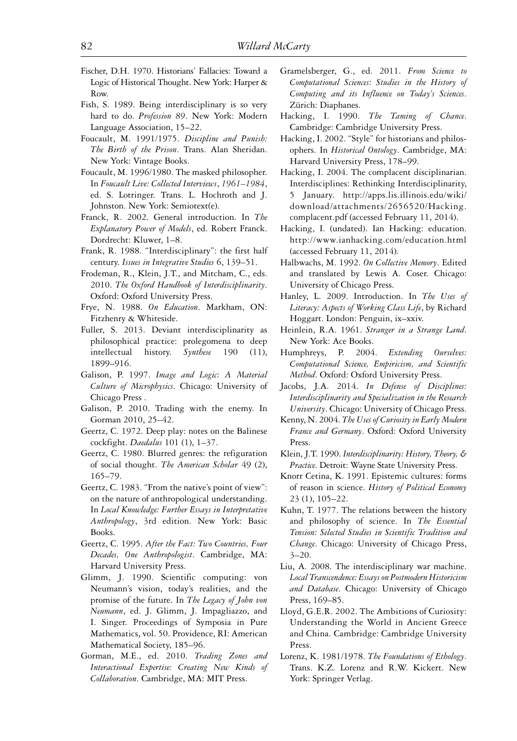Fischer, D.H. 1970. Historians' Fallacies: Toward a Logic of Historical Thought. New York: Harper & Row.

Fish, S. 1989. Being interdisciplinary is so very hard to do. *Profession 89*. New York: Modern Language Association, 15–22.

Foucault, M. 1991/1975. *Discipline and Punish: The Birth of the Prison*. Trans. Alan Sheridan. New York: Vintage Books.

Foucault, M. 1996/1980. The masked philosopher. In *Foucault Live: Collected Interviews, 1961–1984*, ed. S. Lotringer. Trans. L. Hochroth and J. Johnston. New York: Semiotext(e).

Franck, R. 2002. General introduction. In *The Explanatory Power of Models*, ed. Robert Franck. Dordrecht: Kluwer, 1–8.

Frank, R. 1988. "Interdisciplinary": the first half century. *Issues in Integrative Studies* 6, 139–51.

Frodeman, R., Klein, J.T., and Mitcham, C., eds. 2010. *The Oxford Handbook of Interdisciplinarity*. Oxford: Oxford University Press.

Frye, N. 1988. *On Education*. Markham, ON: Fitzhenry & Whiteside.

Fuller, S. 2013. Deviant interdisciplinarity as philosophical practice: prolegomena to deep intellectual history. *Synthese* 190 (11), 1899–916.

Galison, P. 1997. *Image and Logic: A Material Culture of Microphysics*. Chicago: University of Chicago Press .

Galison, P. 2010. Trading with the enemy. In Gorman 2010, 25–42.

Geertz, C. 1972. Deep play: notes on the Balinese cockfight. *Daedalus* 101 (1), 1–37.

Geertz, C. 1980. Blurred genres: the refiguration of social thought. *The American Scholar* 49 (2), 165–79.

Geertz, C. 1983. "From the native's point of view": on the nature of anthropological understanding. In *Local Knowledge: Further Essays in Interpretative Anthropology*, 3rd edition. New York: Basic Books.

Geertz, C. 1995. *After the Fact: Two Countries, Four Decades, One Anthropologist*. Cambridge, MA: Harvard University Press.

Glimm, J. 1990. Scientific computing: von Neumann's vision, today's realities, and the promise of the future. In *The Legacy of John von Neumann*, ed. J. Glimm, J. Impagliazzo, and I. Singer. Proceedings of Symposia in Pure Mathematics, vol. 50. Providence, RI: American Mathematical Society, 185–96.

Gorman, M.E., ed. 2010. *Trading Zones and Interactional Expertise: Creating New Kinds of Collaboration*. Cambridge, MA: MIT Press.

Gramelsberger, G., ed. 2011. *From Science to Computational Sciences: Studies in the History of Computing and its Influence on Today's Sciences*. Zürich: Diaphanes.

Hacking, I. 1990. *The Taming of Chance*. Cambridge: Cambridge University Press.

Hacking, I. 2002. "Style" for historians and philosophers. In *Historical Ontology*. Cambridge, MA: Harvard University Press, 178–99.

Hacking, I. 2004. The complacent disciplinarian. Interdisciplines: Rethinking Interdisciplinarity, 5 January. http://apps.lis.illinois.edu/wiki/download/attachments/2656520/Hacking.complacent.pdf (accessed February 11, 2014).

Hacking, I. (undated). Ian Hacking: education. http://www.ianhacking.com/education.html (accessed February 11, 2014).

Halbwachs, M. 1992. *On Collective Memory*. Edited and translated by Lewis A. Coser. Chicago: University of Chicago Press.

Hanley, L. 2009. Introduction. In *The Uses of Literacy: Aspects of Working Class Life*, by Richard Hoggart. London: Penguin, ix–xxiv.

Heinlein, R.A. 1961. *Stranger in a Strange Land*. New York: Ace Books.

Humphreys, P. 2004. *Extending Ourselves: Computational Science, Empiricism, and Scientific Method*. Oxford: Oxford University Press.

Jacobs, J.A. 2014. *In Defense of Disciplines: Interdisciplinarity and Specialization in the Research University*. Chicago: University of Chicago Press.

Kenny, N. 2004. *The Uses of Curiosity in Early Modern France and Germany*. Oxford: Oxford University Press.

Klein, J.T. 1990. *Interdisciplinarity: History, Theory, & Practice*. Detroit: Wayne State University Press.

Knorr Cetina, K. 1991. Epistemic cultures: forms of reason in science. *History of Political Economy* 23 (1), 105–22.

Kuhn, T. 1977. The relations between the history and philosophy of science. In *The Essential Tension: Selected Studies in Scientific Tradition and Change*. Chicago: University of Chicago Press, 3–20.

Liu, A. 2008. The interdisciplinary war machine. *Local Transcendence: Essays on Postmodern Historicism and Database*. Chicago: University of Chicago Press, 169–85.

Lloyd, G.E.R. 2002. The Ambitions of Curiosity: Understanding the World in Ancient Greece and China. Cambridge: Cambridge University Press.

Lorenz, K. 1981/1978. *The Foundations of Ethology*. Trans. K.Z. Lorenz and R.W. Kickert. New York: Springer Verlag.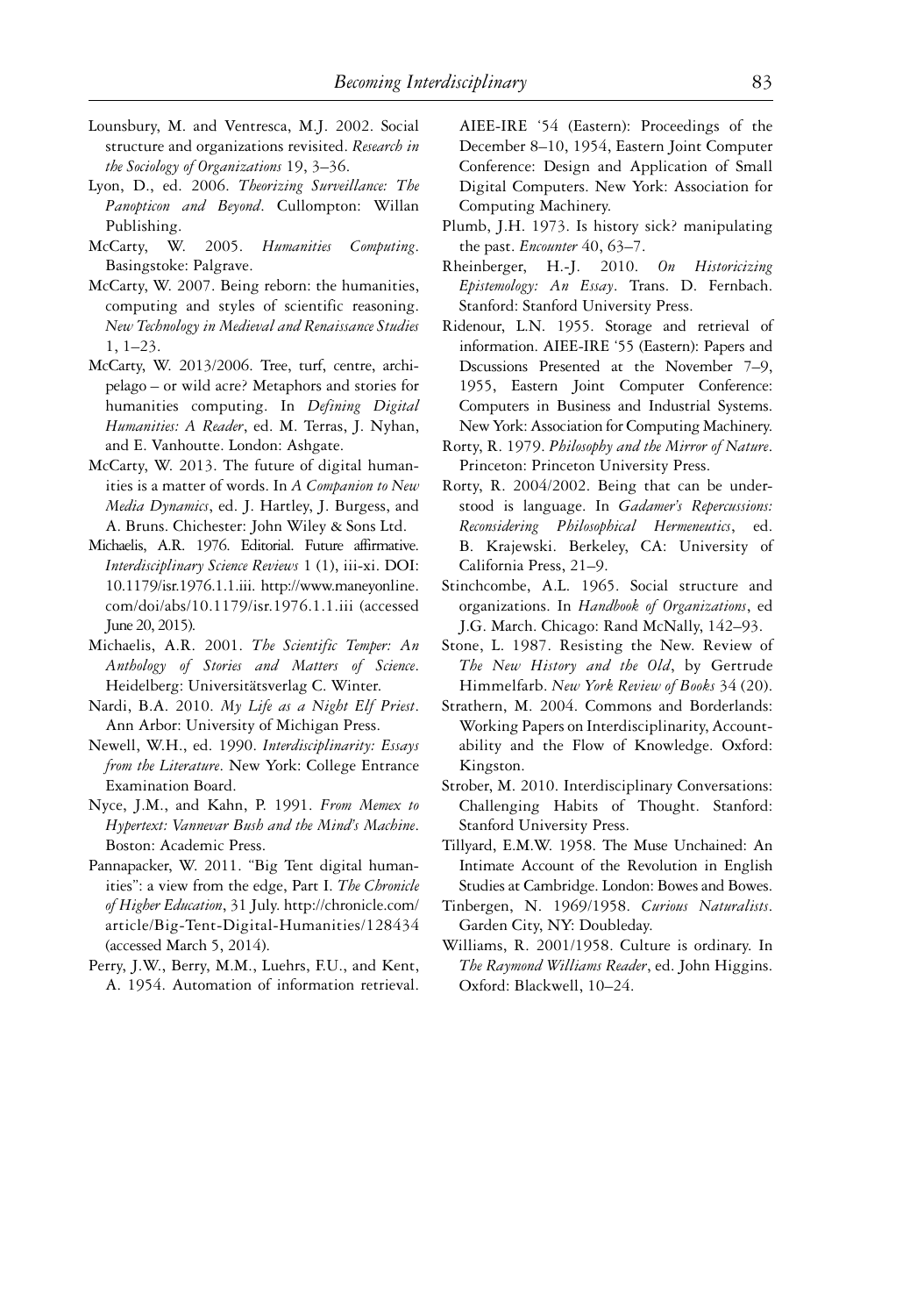Lounsbury, M. and Ventresca, M.J. 2002. Social structure and organizations revisited. *Research in the Sociology of Organizations* 19, 3–36.

Lyon, D., ed. 2006. *Theorizing Surveillance: The Panopticon and Beyond*. Cullompton: Willan Publishing.

McCarty, W. 2005. *Humanities Computing*. Basingstoke: Palgrave.

McCarty, W. 2007. Being reborn: the humanities, computing and styles of scientific reasoning. *New Technology in Medieval and Renaissance Studies* 1, 1–23.

McCarty, W. 2013/2006. Tree, turf, centre, archipelago – or wild acre? Metaphors and stories for humanities computing. In *Defining Digital Humanities: A Reader*, ed. M. Terras, J. Nyhan, and E. Vanhoutte. London: Ashgate.

McCarty, W. 2013. The future of digital humanities is a matter of words. In *A Companion to New Media Dynamics*, ed. J. Hartley, J. Burgess, and A. Bruns. Chichester: John Wiley & Sons Ltd.

Michaelis, A.R. 1976. Editorial. Future affirmative. *Interdisciplinary Science Reviews* 1 (1), iii-xi. DOI: 10.1179/isr.1976.1.1.iii. http://www.maneyonline.com/doi/abs/10.1179/isr.1976.1.1.iii (accessed June 20, 2015).

Michaelis, A.R. 2001. *The Scientific Temper: An Anthology of Stories and Matters of Science*. Heidelberg: Universitätsverlag C. Winter.

Nardi, B.A. 2010. *My Life as a Night Elf Priest*. Ann Arbor: University of Michigan Press.

Newell, W.H., ed. 1990. *Interdisciplinarity: Essays from the Literature*. New York: College Entrance Examination Board.

Nyce, J.M., and Kahn, P. 1991. *From Memex to Hypertext: Vannevar Bush and the Mind's Machine*. Boston: Academic Press.

Pannapacker, W. 2011. "Big Tent digital humanities": a view from the edge, Part I. *The Chronicle of Higher Education*, 31 July. http://chronicle.com/article/Big-Tent-Digital-Humanities/128434 (accessed March 5, 2014).

Perry, J.W., Berry, M.M., Luehrs, F.U., and Kent, A. 1954. Automation of information retrieval. AIEE-IRE '54 (Eastern): Proceedings of the December 8–10, 1954, Eastern Joint Computer Conference: Design and Application of Small Digital Computers. New York: Association for Computing Machinery.

Plumb, J.H. 1973. Is history sick? manipulating the past. *Encounter* 40, 63–7.

Rheinberger, H.-J. 2010. *On Historicizing Epistemology: An Essay*. Trans. D. Fernbach. Stanford: Stanford University Press.

Ridenour, L.N. 1955. Storage and retrieval of information. AIEE-IRE '55 (Eastern): Papers and Dscussions Presented at the November 7–9, 1955, Eastern Joint Computer Conference: Computers in Business and Industrial Systems. New York: Association for Computing Machinery.

Rorty, R. 1979. *Philosophy and the Mirror of Nature*. Princeton: Princeton University Press.

Rorty, R. 2004/2002. Being that can be understood is language. In *Gadamer's Repercussions: Reconsidering Philosophical Hermeneutics*, ed. B. Krajewski. Berkeley, CA: University of California Press, 21–9.

Stinchcombe, A.L. 1965. Social structure and organizations. In *Handbook of Organizations*, ed J.G. March. Chicago: Rand McNally, 142–93.

Stone, L. 1987. Resisting the New. Review of *The New History and the Old*, by Gertrude Himmelfarb. *New York Review of Books* 34 (20).

Strathern, M. 2004. Commons and Borderlands: Working Papers on Interdisciplinarity, Accountability and the Flow of Knowledge. Oxford: Kingston.

Strober, M. 2010. Interdisciplinary Conversations: Challenging Habits of Thought. Stanford: Stanford University Press.

Tillyard, E.M.W. 1958. The Muse Unchained: An Intimate Account of the Revolution in English Studies at Cambridge. London: Bowes and Bowes.

Tinbergen, N. 1969/1958. *Curious Naturalists*. Garden City, NY: Doubleday.

Williams, R. 2001/1958. Culture is ordinary. In *The Raymond Williams Reader*, ed. John Higgins. Oxford: Blackwell, 10–24.